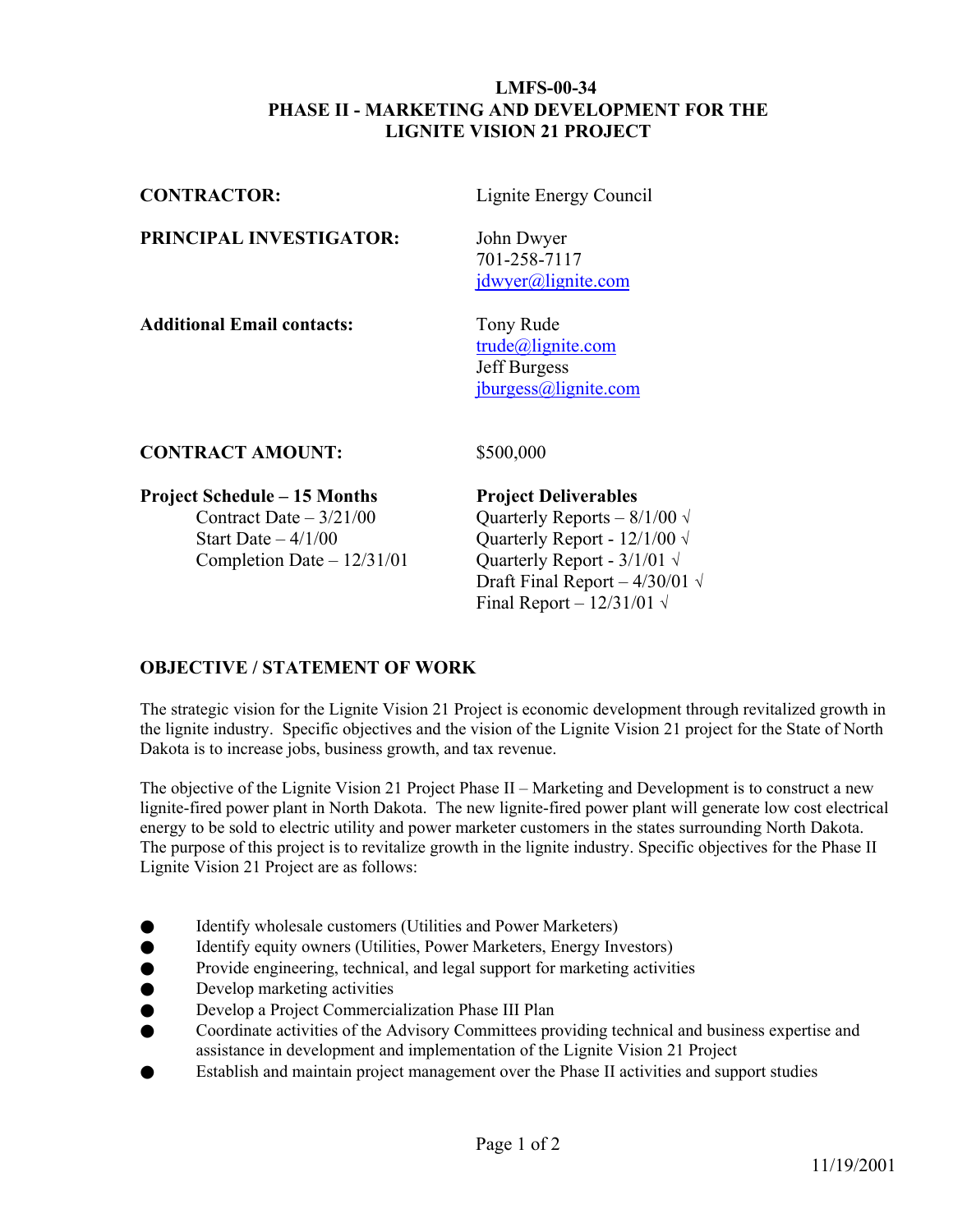# LMFS-00-34
# PHASE II - MARKETING AND DEVELOPMENT FOR THE LIGNITE VISION 21 PROJECT

**CONTRACTOR:** Lignite Energy Council

**PRINCIPAL INVESTIGATOR:** John Dwyer
701-258-7117
jdwyer@lignite.com

**Additional Email contacts:** Tony Rude
trude@lignite.com
Jeff Burgess
jburgess@lignite.com

**CONTRACT AMOUNT:** $500,000

**Project Schedule – 15 Months**
- Contract Date – 3/21/00
- Start Date – 4/1/00
- Completion Date – 12/31/01

**Project Deliverables**
- Quarterly Reports – 8/1/00 √
- Quarterly Report - 12/1/00 √
- Quarterly Report - 3/1/01 √
- Draft Final Report – 4/30/01 √
- Final Report – 12/31/01 √

## OBJECTIVE / STATEMENT OF WORK

The strategic vision for the Lignite Vision 21 Project is economic development through revitalized growth in the lignite industry. Specific objectives and the vision of the Lignite Vision 21 project for the State of North Dakota is to increase jobs, business growth, and tax revenue.

The objective of the Lignite Vision 21 Project Phase II – Marketing and Development is to construct a new lignite-fired power plant in North Dakota. The new lignite-fired power plant will generate low cost electrical energy to be sold to electric utility and power marketer customers in the states surrounding North Dakota. The purpose of this project is to revitalize growth in the lignite industry. Specific objectives for the Phase II Lignite Vision 21 Project are as follows:

- Identify wholesale customers (Utilities and Power Marketers)
- Identify equity owners (Utilities, Power Marketers, Energy Investors)
- Provide engineering, technical, and legal support for marketing activities
- Develop marketing activities
- Develop a Project Commercialization Phase III Plan
- Coordinate activities of the Advisory Committees providing technical and business expertise and assistance in development and implementation of the Lignite Vision 21 Project
- Establish and maintain project management over the Phase II activities and support studies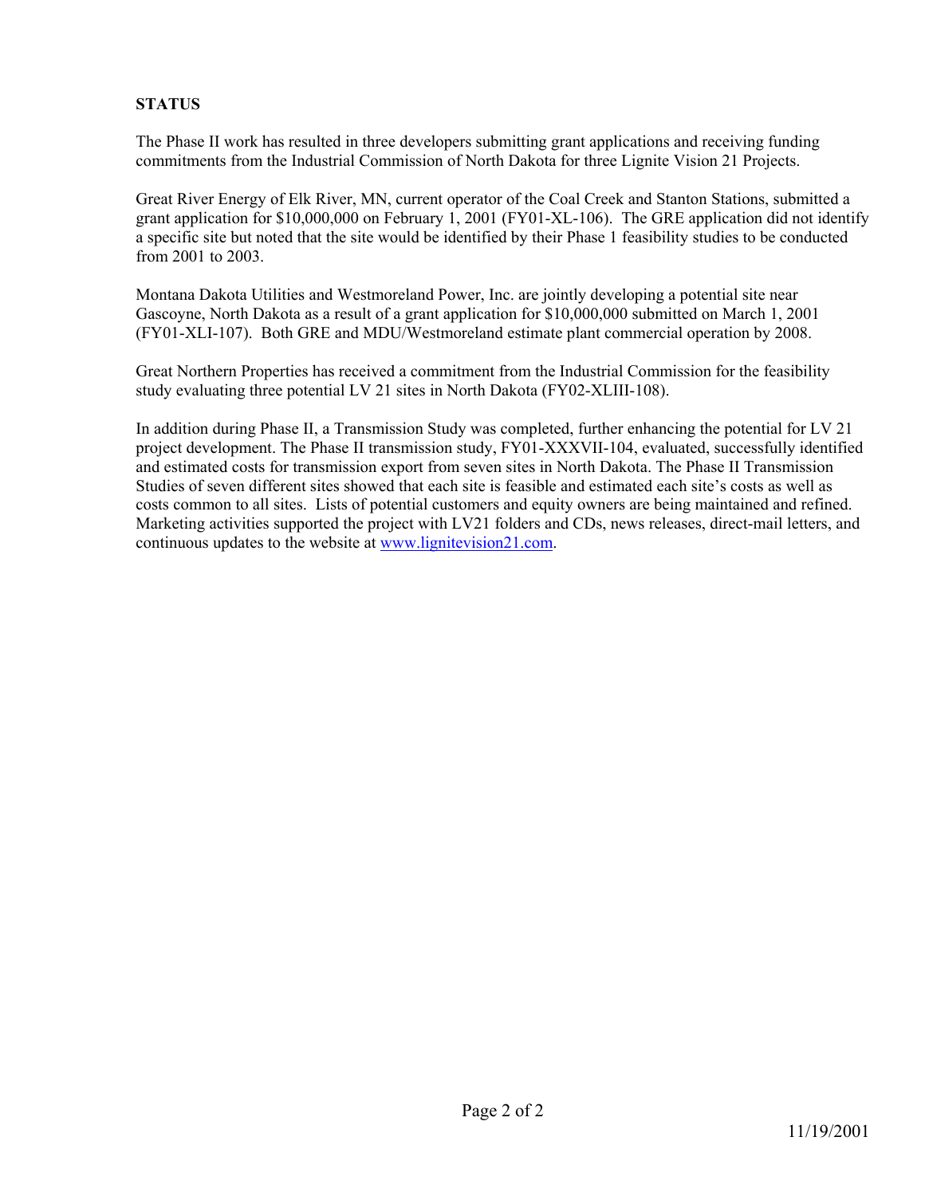**STATUS**

The Phase II work has resulted in three developers submitting grant applications and receiving funding commitments from the Industrial Commission of North Dakota for three Lignite Vision 21 Projects.

Great River Energy of Elk River, MN, current operator of the Coal Creek and Stanton Stations, submitted a grant application for $10,000,000 on February 1, 2001 (FY01-XL-106). The GRE application did not identify a specific site but noted that the site would be identified by their Phase 1 feasibility studies to be conducted from 2001 to 2003.

Montana Dakota Utilities and Westmoreland Power, Inc. are jointly developing a potential site near Gascoyne, North Dakota as a result of a grant application for $10,000,000 submitted on March 1, 2001 (FY01-XLI-107). Both GRE and MDU/Westmoreland estimate plant commercial operation by 2008.

Great Northern Properties has received a commitment from the Industrial Commission for the feasibility study evaluating three potential LV 21 sites in North Dakota (FY02-XLIII-108).

In addition during Phase II, a Transmission Study was completed, further enhancing the potential for LV 21 project development. The Phase II transmission study, FY01-XXXVII-104, evaluated, successfully identified and estimated costs for transmission export from seven sites in North Dakota. The Phase II Transmission Studies of seven different sites showed that each site is feasible and estimated each site's costs as well as costs common to all sites. Lists of potential customers and equity owners are being maintained and refined. Marketing activities supported the project with LV21 folders and CDs, news releases, direct-mail letters, and continuous updates to the website at www.lignitevision21.com.

11/19/2001